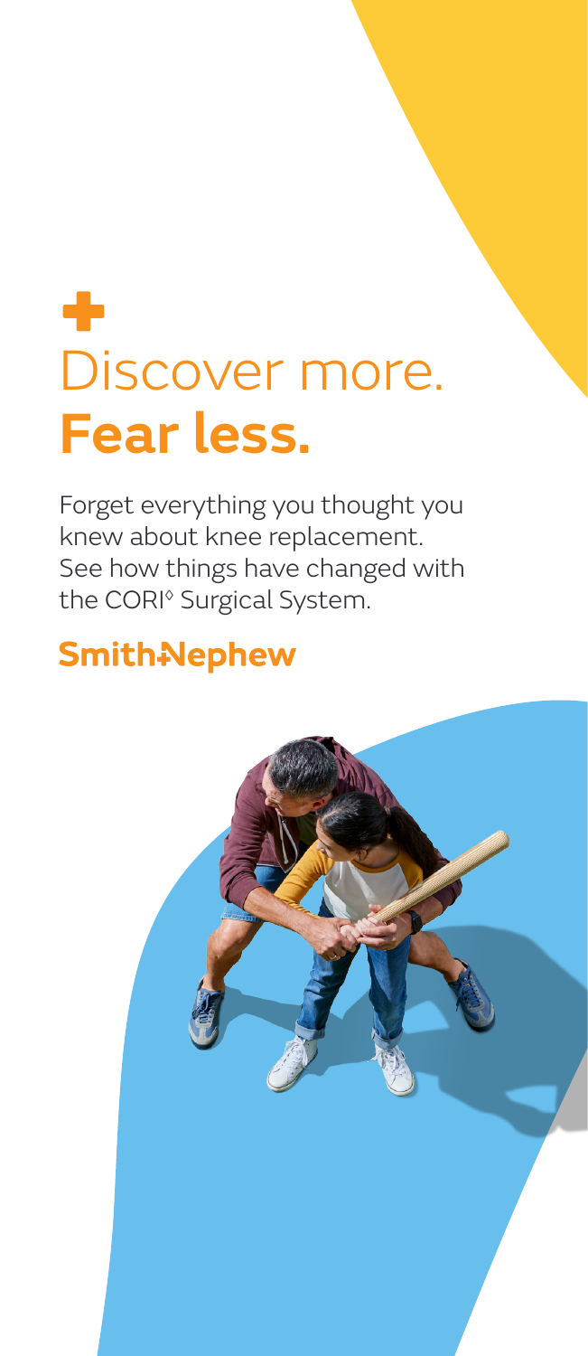# Discover more. **Fear less.**

Forget everything you thought you knew about knee replacement. See how things have changed with the CORI◊ Surgical System.

**Smith+Nephew**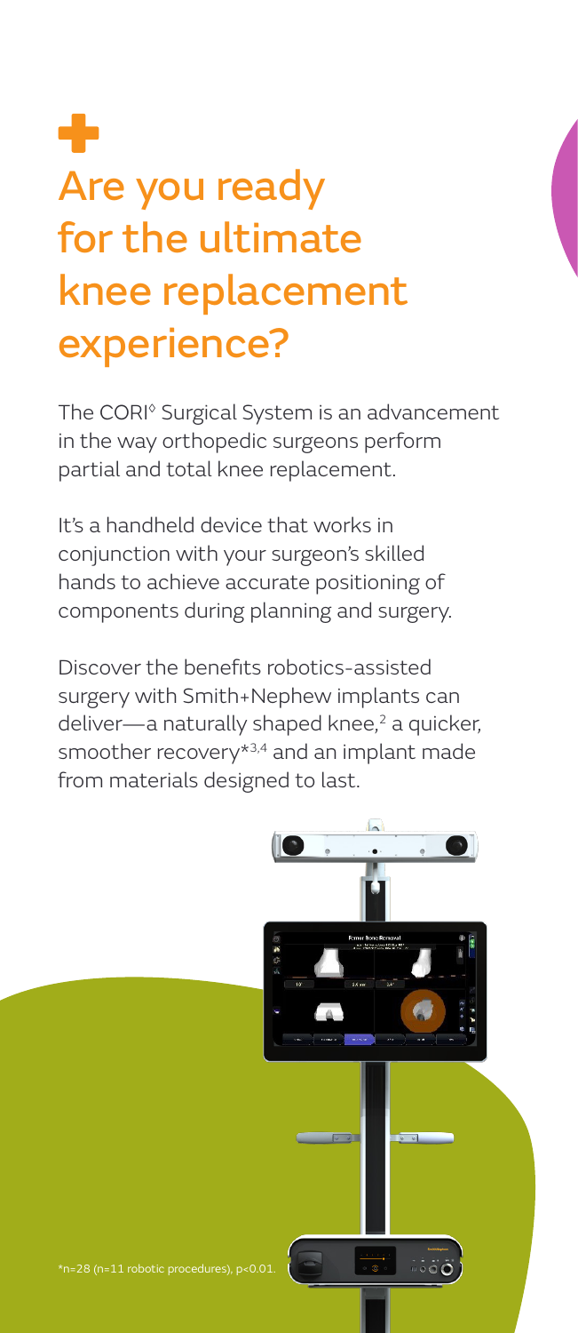# Are you ready for the ultimate knee replacement experience?

The CORI◊ Surgical System is an advancement in the way orthopedic surgeons perform partial and total knee replacement.

It's a handheld device that works in conjunction with your surgeon's skilled hands to achieve accurate positioning of components during planning and surgery.

Discover the benefits robotics-assisted surgery with Smith+Nephew implants can deliver—a naturally shaped knee,[2] a quicker, smoother recovery*[3,4] and an implant made from materials designed to last.

*n=28 (n=11 robotic procedures), $p<0.01$.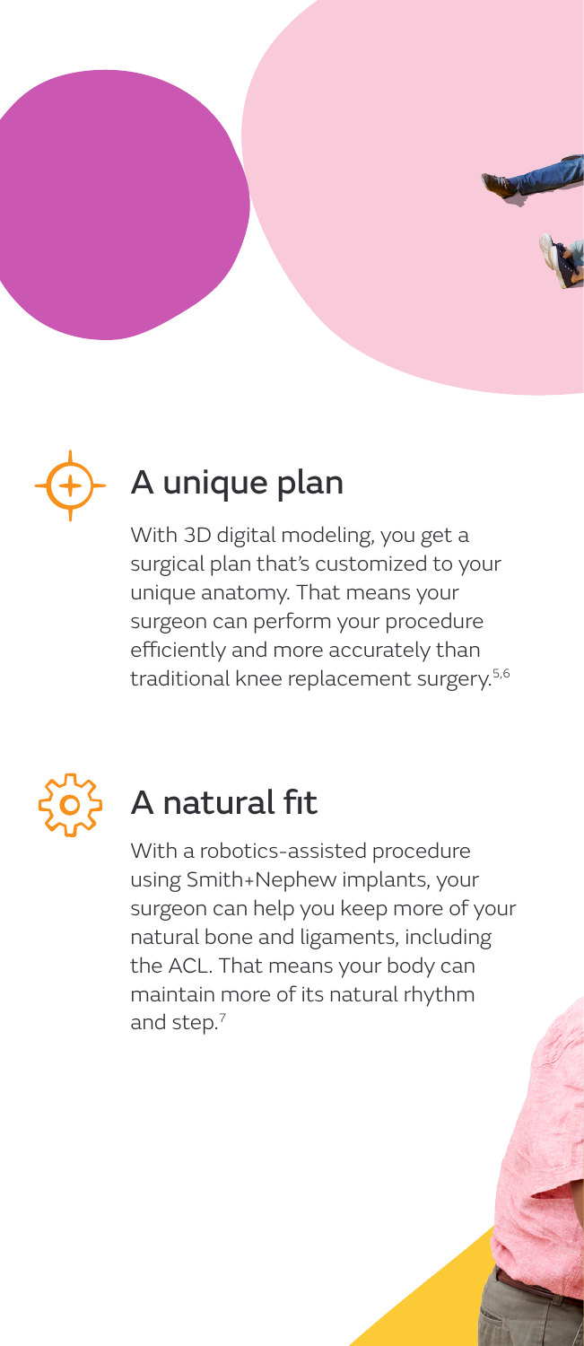## A unique plan

With 3D digital modeling, you get a surgical plan that's customized to your unique anatomy. That means your surgeon can perform your procedure efficiently and more accurately than traditional knee replacement surgery.[5,6]

## A natural fit

With a robotics-assisted procedure using Smith+Nephew implants, your surgeon can help you keep more of your natural bone and ligaments, including the ACL. That means your body can maintain more of its natural rhythm and step.[7]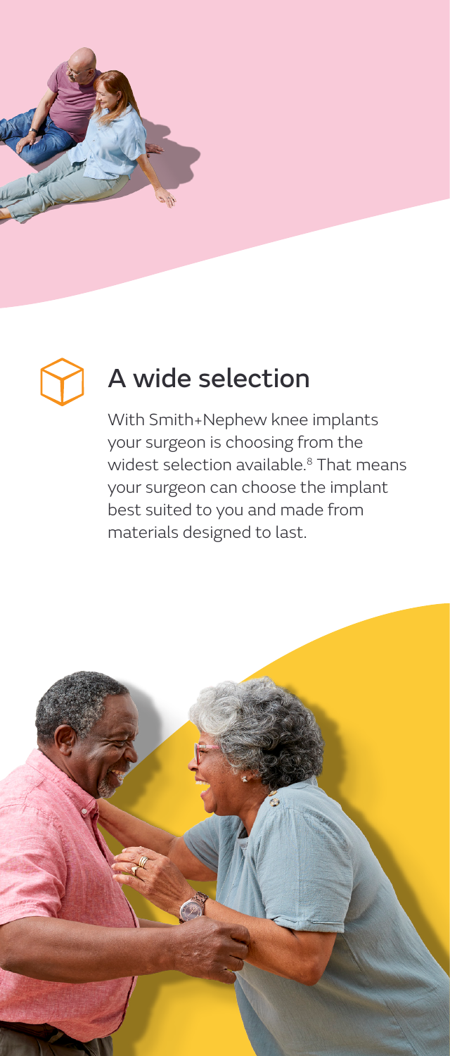## A wide selection

With Smith+Nephew knee implants your surgeon is choosing from the widest selection available.[8] That means your surgeon can choose the implant best suited to you and made from materials designed to last.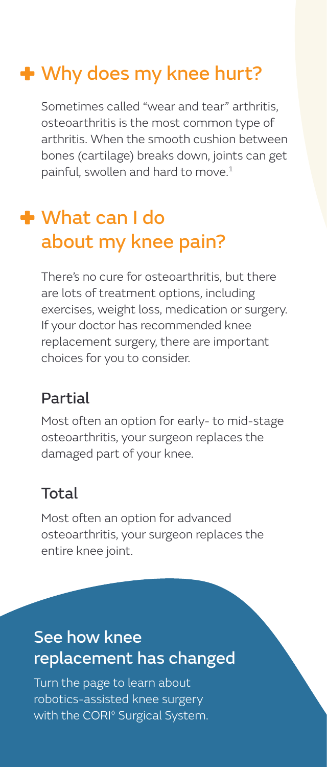## Why does my knee hurt?

Sometimes called "wear and tear" arthritis, osteoarthritis is the most common type of arthritis. When the smooth cushion between bones (cartilage) breaks down, joints can get painful, swollen and hard to move.[1]

## What can I do about my knee pain?

There's no cure for osteoarthritis, but there are lots of treatment options, including exercises, weight loss, medication or surgery. If your doctor has recommended knee replacement surgery, there are important choices for you to consider.

### Partial

Most often an option for early- to mid-stage osteoarthritis, your surgeon replaces the damaged part of your knee.

### Total

Most often an option for advanced osteoarthritis, your surgeon replaces the entire knee joint.

### See how knee replacement has changed

Turn the page to learn about robotics-assisted knee surgery with the CORI◊ Surgical System.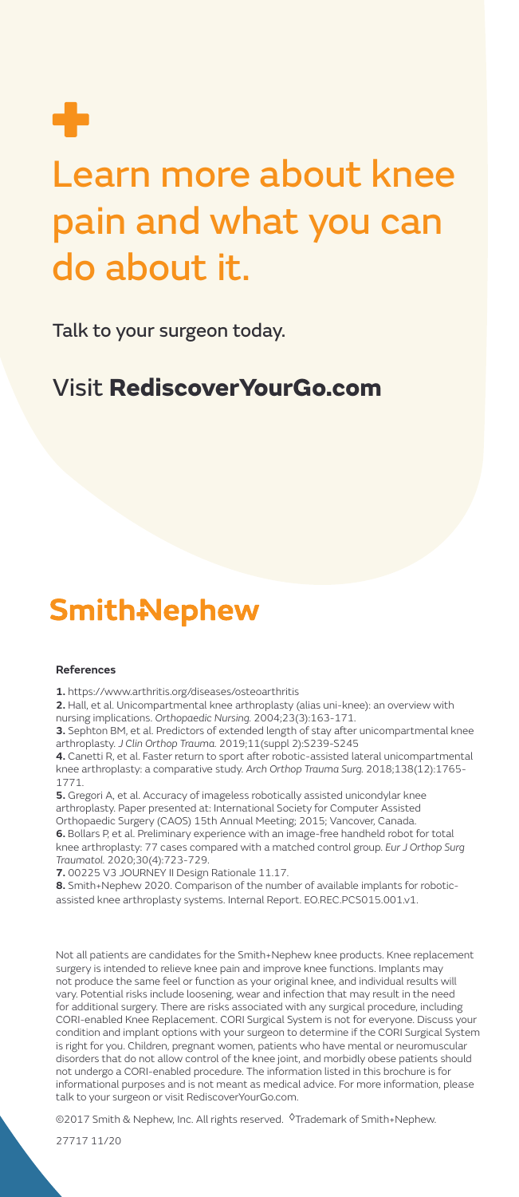# Learn more about knee pain and what you can do about it.

Talk to your surgeon today.

Visit **RediscoverYourGo.com**

**Smith+Nephew**

**References**

**1.** https://www.arthritis.org/diseases/osteoarthritis

**2.** Hall, et al. Unicompartmental knee arthroplasty (alias uni-knee): an overview with nursing implications. *Orthopaedic Nursing.* 2004;23(3):163-171.

**3.** Sephton BM, et al. Predictors of extended length of stay after unicompartmental knee arthroplasty. *J Clin Orthop Trauma.* 2019;11(suppl 2):S239-S245

**4.** Canetti R, et al. Faster return to sport after robotic-assisted lateral unicompartmental knee arthroplasty: a comparative study. *Arch Orthop Trauma Surg.* 2018;138(12):1765-1771.

**5.** Gregori A, et al. Accuracy of imageless robotically assisted unicondylar knee arthroplasty. Paper presented at: International Society for Computer Assisted Orthopaedic Surgery (CAOS) 15th Annual Meeting; 2015; Vancouver, Canada.

**6.** Bollars P, et al. Preliminary experience with an image-free handheld robot for total knee arthroplasty: 77 cases compared with a matched control group. *Eur J Orthop Surg Traumatol.* 2020;30(4):723-729.

**7.** 00225 V3 JOURNEY II Design Rationale 11.17.

**8.** Smith+Nephew 2020. Comparison of the number of available implants for robotic-assisted knee arthroplasty systems. Internal Report. EO.REC.PCS015.001.v1.

Not all patients are candidates for the Smith+Nephew knee products. Knee replacement surgery is intended to relieve knee pain and improve knee functions. Implants may not produce the same feel or function as your original knee, and individual results will vary. Potential risks include loosening, wear and infection that may result in the need for additional surgery. There are risks associated with any surgical procedure, including CORI-enabled Knee Replacement. CORI Surgical System is not for everyone. Discuss your condition and implant options with your surgeon to determine if the CORI Surgical System is right for you. Children, pregnant women, patients who have mental or neuromuscular disorders that do not allow control of the knee joint, and morbidly obese patients should not undergo a CORI-enabled procedure. The information listed in this brochure is for informational purposes and is not meant as medical advice. For more information, please talk to your surgeon or visit RediscoverYourGo.com.

©2017 Smith & Nephew, Inc. All rights reserved. ◊Trademark of Smith+Nephew.

27717 11/20